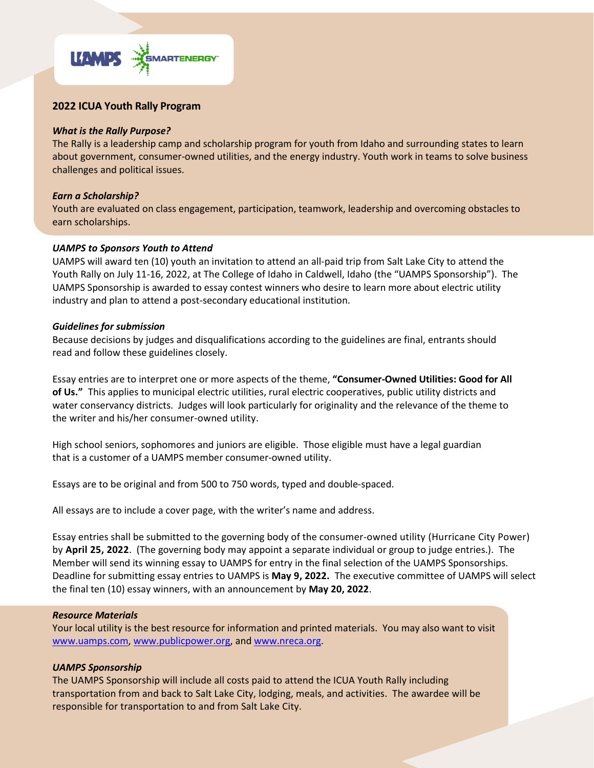UAMPS SMARTENERGY

## 2022 ICUA Youth Rally Program

***What is the Rally Purpose?***

The Rally is a leadership camp and scholarship program for youth from Idaho and surrounding states to learn about government, consumer-owned utilities, and the energy industry. Youth work in teams to solve business challenges and political issues.

***Earn a Scholarship?***

Youth are evaluated on class engagement, participation, teamwork, leadership and overcoming obstacles to earn scholarships.

***UAMPS to Sponsors Youth to Attend***

UAMPS will award ten (10) youth an invitation to attend an all-paid trip from Salt Lake City to attend the Youth Rally on July 11-16, 2022, at The College of Idaho in Caldwell, Idaho (the "UAMPS Sponsorship"). The UAMPS Sponsorship is awarded to essay contest winners who desire to learn more about electric utility industry and plan to attend a post-secondary educational institution.

***Guidelines for submission***

Because decisions by judges and disqualifications according to the guidelines are final, entrants should read and follow these guidelines closely.

Essay entries are to interpret one or more aspects of the theme, **"Consumer-Owned Utilities: Good for All of Us."** This applies to municipal electric utilities, rural electric cooperatives, public utility districts and water conservancy districts. Judges will look particularly for originality and the relevance of the theme to the writer and his/her consumer-owned utility.

High school seniors, sophomores and juniors are eligible. Those eligible must have a legal guardian that is a customer of a UAMPS member consumer-owned utility.

Essays are to be original and from 500 to 750 words, typed and double-spaced.

All essays are to include a cover page, with the writer's name and address.

Essay entries shall be submitted to the governing body of the consumer-owned utility (Hurricane City Power) by **April 25, 2022**. (The governing body may appoint a separate individual or group to judge entries.). The Member will send its winning essay to UAMPS for entry in the final selection of the UAMPS Sponsorships. Deadline for submitting essay entries to UAMPS is **May 9, 2022.** The executive committee of UAMPS will select the final ten (10) essay winners, with an announcement by **May 20, 2022**.

***Resource Materials***

Your local utility is the best resource for information and printed materials. You may also want to visit www.uamps.com, www.publicpower.org, and www.nreca.org.

***UAMPS Sponsorship***

The UAMPS Sponsorship will include all costs paid to attend the ICUA Youth Rally including transportation from and back to Salt Lake City, lodging, meals, and activities. The awardee will be responsible for transportation to and from Salt Lake City.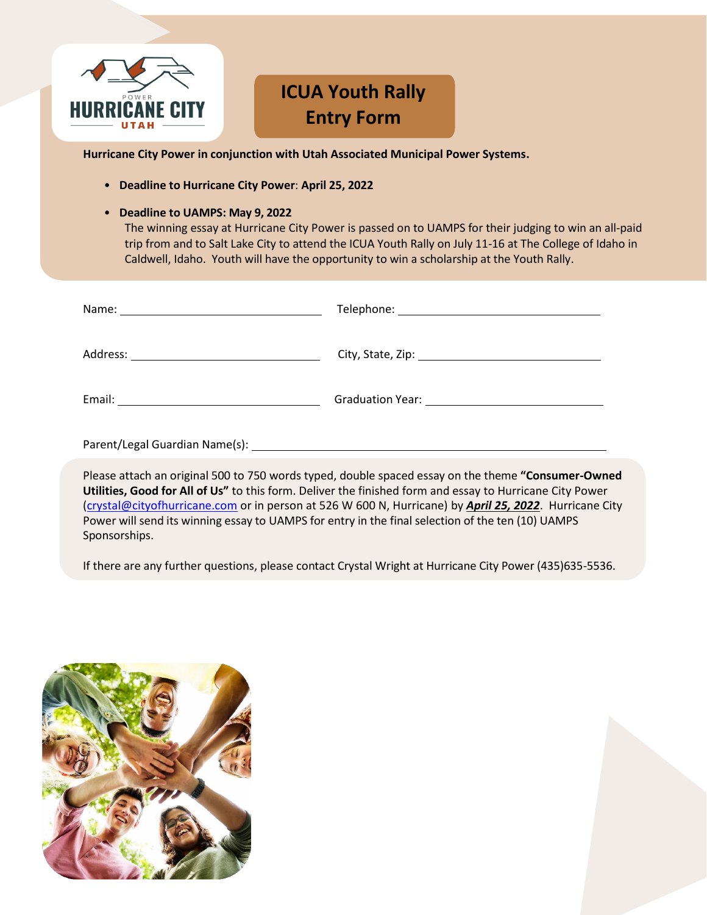# ICUA Youth Rally Entry Form

**Hurricane City Power in conjunction with Utah Associated Municipal Power Systems.**

- **Deadline to Hurricane City Power**: **April 25, 2022**
- **Deadline to UAMPS: May 9, 2022**
  The winning essay at Hurricane City Power is passed on to UAMPS for their judging to win an all-paid trip from and to Salt Lake City to attend the ICUA Youth Rally on July 11-16 at The College of Idaho in Caldwell, Idaho. Youth will have the opportunity to win a scholarship at the Youth Rally.

Name: ______________________________ Telephone: ______________________________

Address: ______________________________ City, State, Zip: ______________________________

Email: ______________________________ Graduation Year: ______________________________

Parent/Legal Guardian Name(s): ____________________________________________________________

Please attach an original 500 to 750 words typed, double spaced essay on the theme **"Consumer-Owned Utilities, Good for All of Us"** to this form. Deliver the finished form and essay to Hurricane City Power (crystal@cityofhurricane.com or in person at 526 W 600 N, Hurricane) by ***April 25, 2022***. Hurricane City Power will send its winning essay to UAMPS for entry in the final selection of the ten (10) UAMPS Sponsorships.

If there are any further questions, please contact Crystal Wright at Hurricane City Power (435)635-5536.